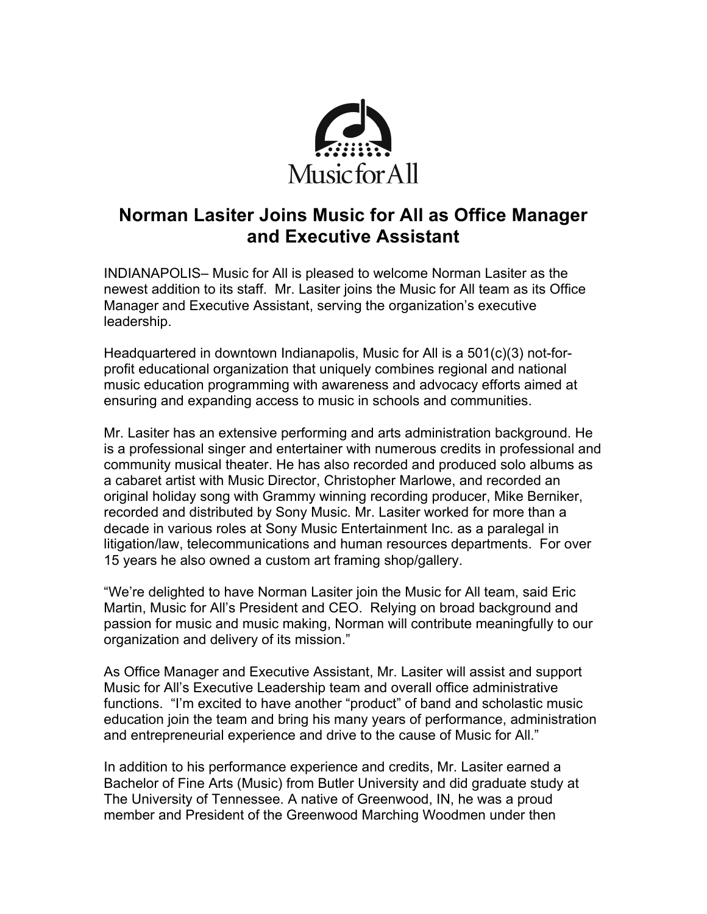Music for All

# Norman Lasiter Joins Music for All as Office Manager and Executive Assistant

INDIANAPOLIS– Music for All is pleased to welcome Norman Lasiter as the newest addition to its staff. Mr. Lasiter joins the Music for All team as its Office Manager and Executive Assistant, serving the organization's executive leadership.

Headquartered in downtown Indianapolis, Music for All is a 501(c)(3) not-for-profit educational organization that uniquely combines regional and national music education programming with awareness and advocacy efforts aimed at ensuring and expanding access to music in schools and communities.

Mr. Lasiter has an extensive performing and arts administration background. He is a professional singer and entertainer with numerous credits in professional and community musical theater. He has also recorded and produced solo albums as a cabaret artist with Music Director, Christopher Marlowe, and recorded an original holiday song with Grammy winning recording producer, Mike Berniker, recorded and distributed by Sony Music. Mr. Lasiter worked for more than a decade in various roles at Sony Music Entertainment Inc. as a paralegal in litigation/law, telecommunications and human resources departments. For over 15 years he also owned a custom art framing shop/gallery.

"We're delighted to have Norman Lasiter join the Music for All team, said Eric Martin, Music for All's President and CEO. Relying on broad background and passion for music and music making, Norman will contribute meaningfully to our organization and delivery of its mission."

As Office Manager and Executive Assistant, Mr. Lasiter will assist and support Music for All's Executive Leadership team and overall office administrative functions. "I'm excited to have another "product" of band and scholastic music education join the team and bring his many years of performance, administration and entrepreneurial experience and drive to the cause of Music for All."

In addition to his performance experience and credits, Mr. Lasiter earned a Bachelor of Fine Arts (Music) from Butler University and did graduate study at The University of Tennessee. A native of Greenwood, IN, he was a proud member and President of the Greenwood Marching Woodmen under then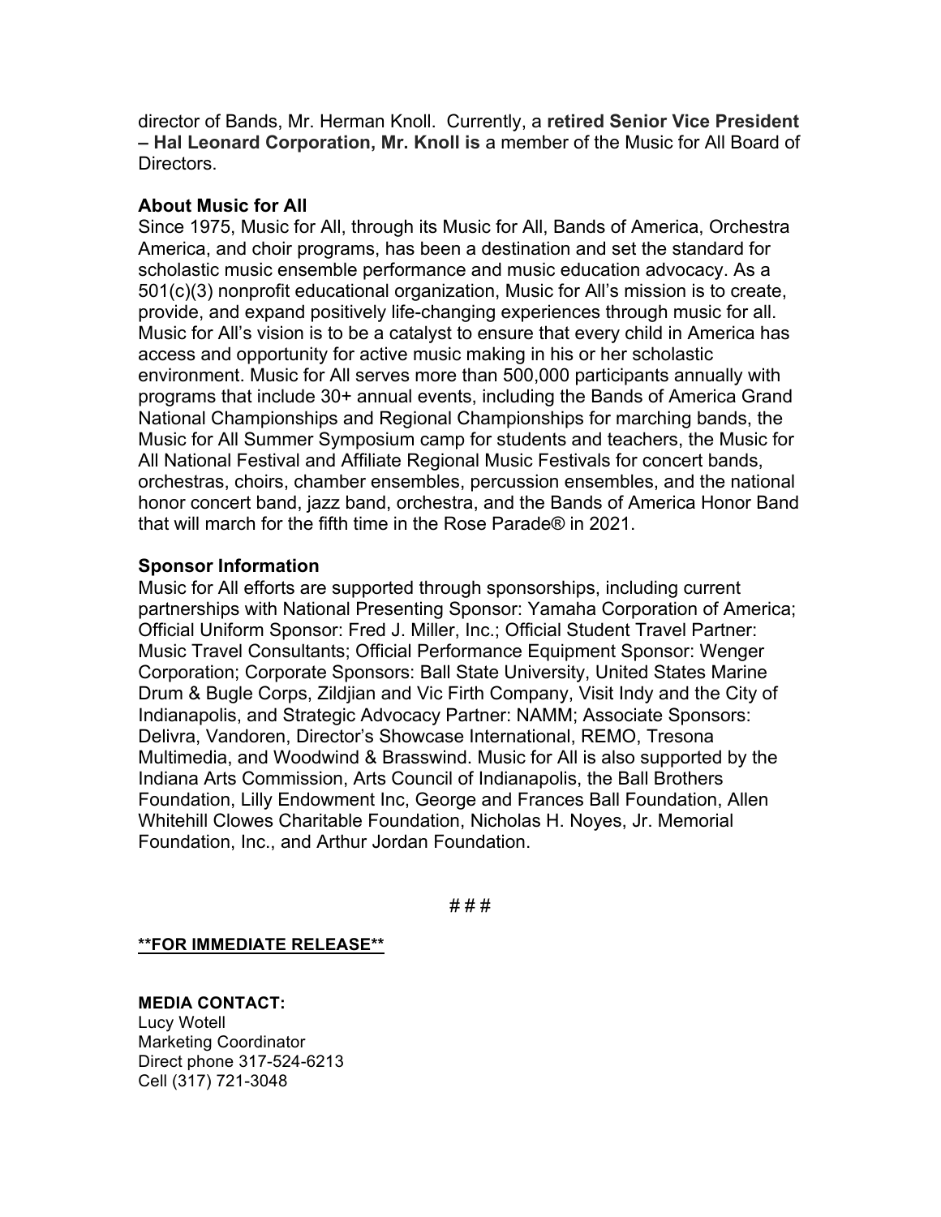director of Bands, Mr. Herman Knoll. Currently, a **retired Senior Vice President – Hal Leonard Corporation, Mr. Knoll is** a member of the Music for All Board of Directors.

**About Music for All**

Since 1975, Music for All, through its Music for All, Bands of America, Orchestra America, and choir programs, has been a destination and set the standard for scholastic music ensemble performance and music education advocacy. As a 501(c)(3) nonprofit educational organization, Music for All's mission is to create, provide, and expand positively life-changing experiences through music for all. Music for All's vision is to be a catalyst to ensure that every child in America has access and opportunity for active music making in his or her scholastic environment. Music for All serves more than 500,000 participants annually with programs that include 30+ annual events, including the Bands of America Grand National Championships and Regional Championships for marching bands, the Music for All Summer Symposium camp for students and teachers, the Music for All National Festival and Affiliate Regional Music Festivals for concert bands, orchestras, choirs, chamber ensembles, percussion ensembles, and the national honor concert band, jazz band, orchestra, and the Bands of America Honor Band that will march for the fifth time in the Rose Parade® in 2021.

**Sponsor Information**

Music for All efforts are supported through sponsorships, including current partnerships with National Presenting Sponsor: Yamaha Corporation of America; Official Uniform Sponsor: Fred J. Miller, Inc.; Official Student Travel Partner: Music Travel Consultants; Official Performance Equipment Sponsor: Wenger Corporation; Corporate Sponsors: Ball State University, United States Marine Drum & Bugle Corps, Zildjian and Vic Firth Company, Visit Indy and the City of Indianapolis, and Strategic Advocacy Partner: NAMM; Associate Sponsors: Delivra, Vandoren, Director's Showcase International, REMO, Tresona Multimedia, and Woodwind & Brasswind. Music for All is also supported by the Indiana Arts Commission, Arts Council of Indianapolis, the Ball Brothers Foundation, Lilly Endowment Inc, George and Frances Ball Foundation, Allen Whitehill Clowes Charitable Foundation, Nicholas H. Noyes, Jr. Memorial Foundation, Inc., and Arthur Jordan Foundation.

# # #

**<u>**FOR IMMEDIATE RELEASE**</u>**

**MEDIA CONTACT:**
Lucy Wotell
Marketing Coordinator
Direct phone 317-524-6213
Cell (317) 721-3048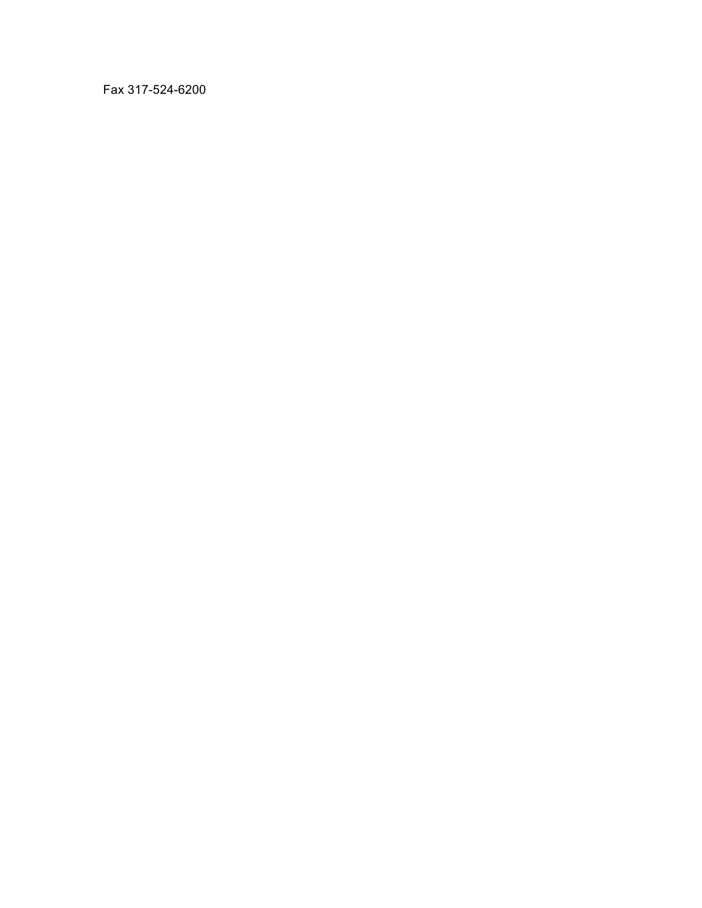Fax 317-524-6200